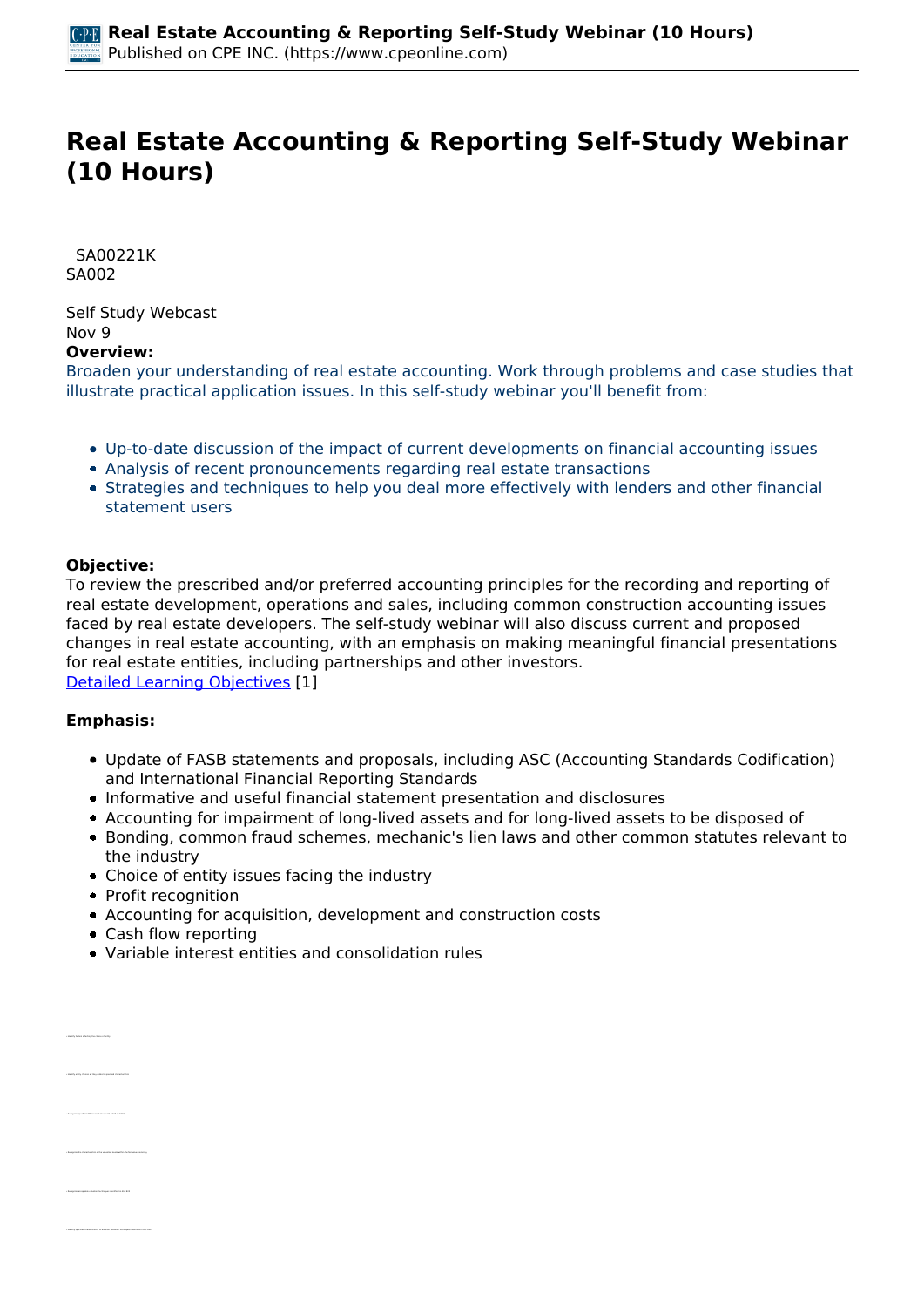# Real Estate Accounting & Reporting Self-Study Webinar (10 Hours)

SA00221K
SA002

Self Study Webcast
Nov 9

**Overview:**

Broaden your understanding of real estate accounting. Work through problems and case studies that illustrate practical application issues. In this self-study webinar you'll benefit from:

- Up-to-date discussion of the impact of current developments on financial accounting issues
- Analysis of recent pronouncements regarding real estate transactions
- Strategies and techniques to help you deal more effectively with lenders and other financial statement users

**Objective:**

To review the prescribed and/or preferred accounting principles for the recording and reporting of real estate development, operations and sales, including common construction accounting issues faced by real estate developers. The self-study webinar will also discuss current and proposed changes in real estate accounting, with an emphasis on making meaningful financial presentations for real estate entities, including partnerships and other investors.
Detailed Learning Objectives [1]

**Emphasis:**

- Update of FASB statements and proposals, including ASC (Accounting Standards Codification) and International Financial Reporting Standards
- Informative and useful financial statement presentation and disclosures
- Accounting for impairment of long-lived assets and for long-lived assets to be disposed of
- Bonding, common fraud schemes, mechanic's lien laws and other common statutes relevant to the industry
- Choice of entity issues facing the industry
- Profit recognition
- Accounting for acquisition, development and construction costs
- Cash flow reporting
- Variable interest entities and consolidation rules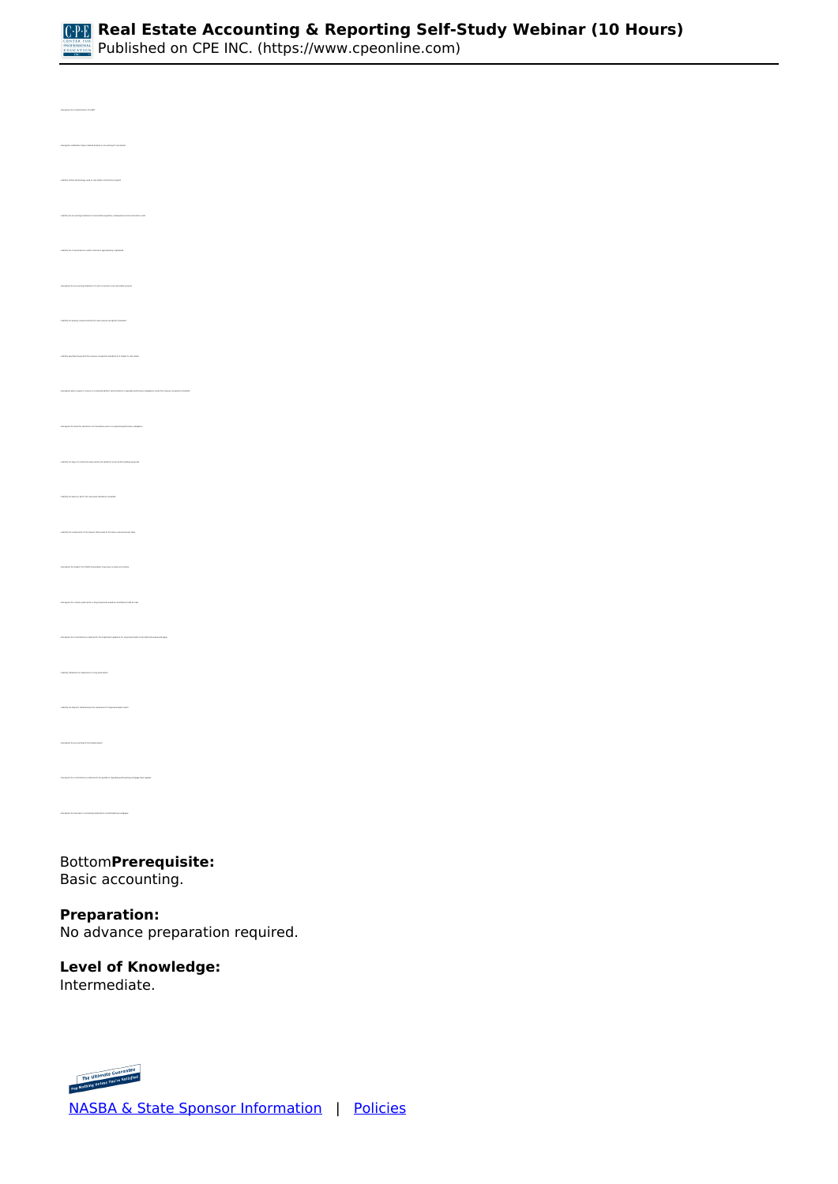Bottom**Prerequisite:**
Basic accounting.

**Preparation:**
No advance preparation required.

**Level of Knowledge:**
Intermediate.

NASBA & State Sponsor Information | Policies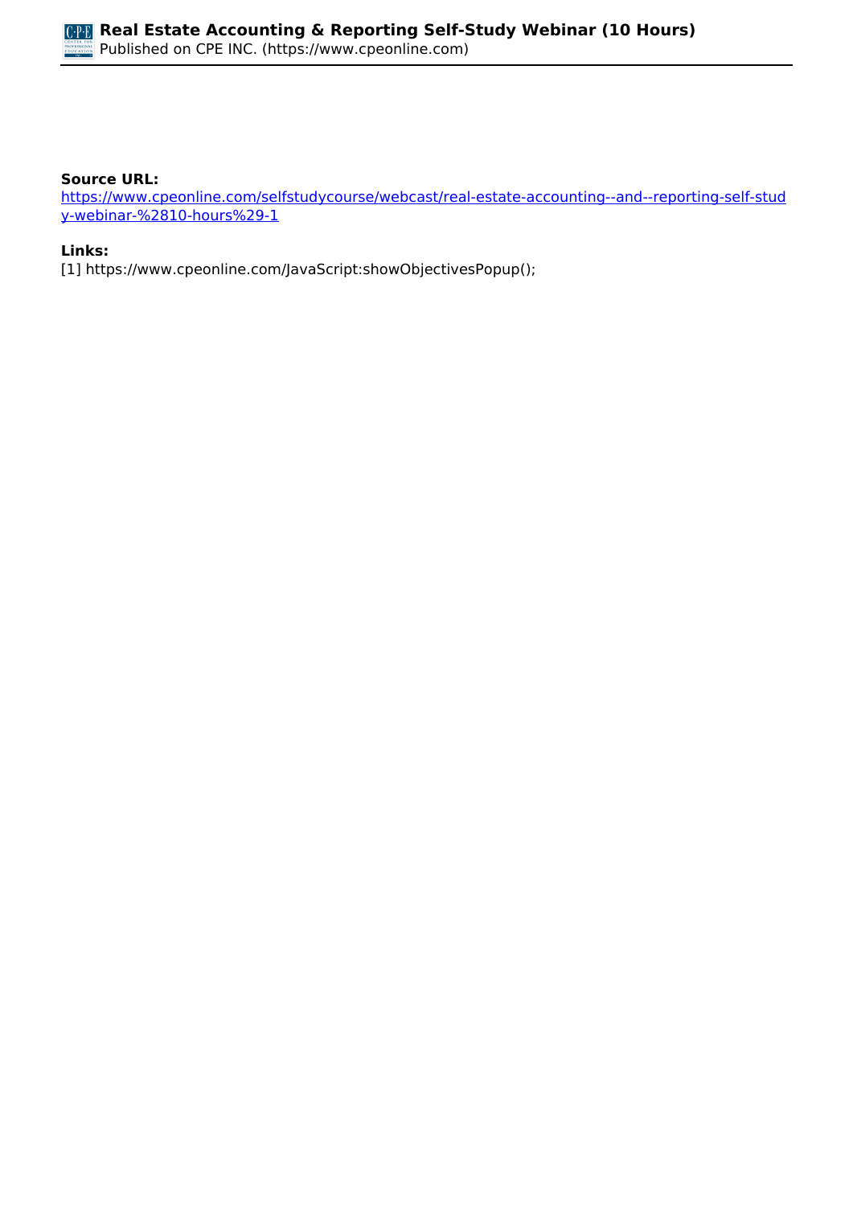**Source URL:**
https://www.cpeonline.com/selfstudycourse/webcast/real-estate-accounting--and--reporting-self-study-webinar-%2810-hours%29-1

**Links:**
[1] https://www.cpeonline.com/JavaScript:showObjectivesPopup();